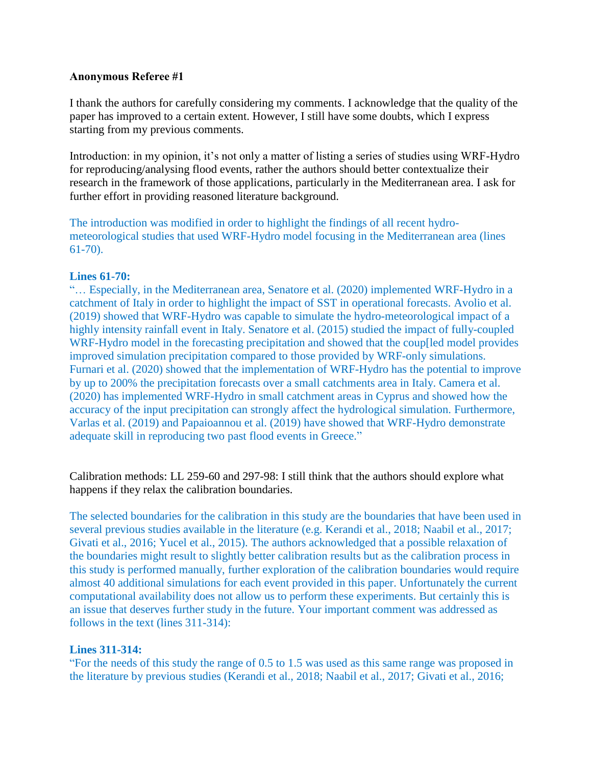**Anonymous Referee #1**

I thank the authors for carefully considering my comments. I acknowledge that the quality of the paper has improved to a certain extent. However, I still have some doubts, which I express starting from my previous comments.

Introduction: in my opinion, it's not only a matter of listing a series of studies using WRF-Hydro for reproducing/analysing flood events, rather the authors should better contextualize their research in the framework of those applications, particularly in the Mediterranean area. I ask for further effort in providing reasoned literature background.

The introduction was modified in order to highlight the findings of all recent hydro-meteorological studies that used WRF-Hydro model focusing in the Mediterranean area (lines 61-70).

**Lines 61-70:**

"… Especially, in the Mediterranean area, Senatore et al. (2020) implemented WRF-Hydro in a catchment of Italy in order to highlight the impact of SST in operational forecasts. Avolio et al. (2019) showed that WRF-Hydro was capable to simulate the hydro-meteorological impact of a highly intensity rainfall event in Italy. Senatore et al. (2015) studied the impact of fully-coupled WRF-Hydro model in the forecasting precipitation and showed that the coup[led model provides improved simulation precipitation compared to those provided by WRF-only simulations. Furnari et al. (2020) showed that the implementation of WRF-Hydro has the potential to improve by up to 200% the precipitation forecasts over a small catchments area in Italy. Camera et al. (2020) has implemented WRF-Hydro in small catchment areas in Cyprus and showed how the accuracy of the input precipitation can strongly affect the hydrological simulation. Furthermore, Varlas et al. (2019) and Papaioannou et al. (2019) have showed that WRF-Hydro demonstrate adequate skill in reproducing two past flood events in Greece."

Calibration methods: LL 259-60 and 297-98: I still think that the authors should explore what happens if they relax the calibration boundaries.

The selected boundaries for the calibration in this study are the boundaries that have been used in several previous studies available in the literature (e.g. Kerandi et al., 2018; Naabil et al., 2017; Givati et al., 2016; Yucel et al., 2015). The authors acknowledged that a possible relaxation of the boundaries might result to slightly better calibration results but as the calibration process in this study is performed manually, further exploration of the calibration boundaries would require almost 40 additional simulations for each event provided in this paper. Unfortunately the current computational availability does not allow us to perform these experiments. But certainly this is an issue that deserves further study in the future. Your important comment was addressed as follows in the text (lines 311-314):

**Lines 311-314:**

"For the needs of this study the range of 0.5 to 1.5 was used as this same range was proposed in the literature by previous studies (Kerandi et al., 2018; Naabil et al., 2017; Givati et al., 2016;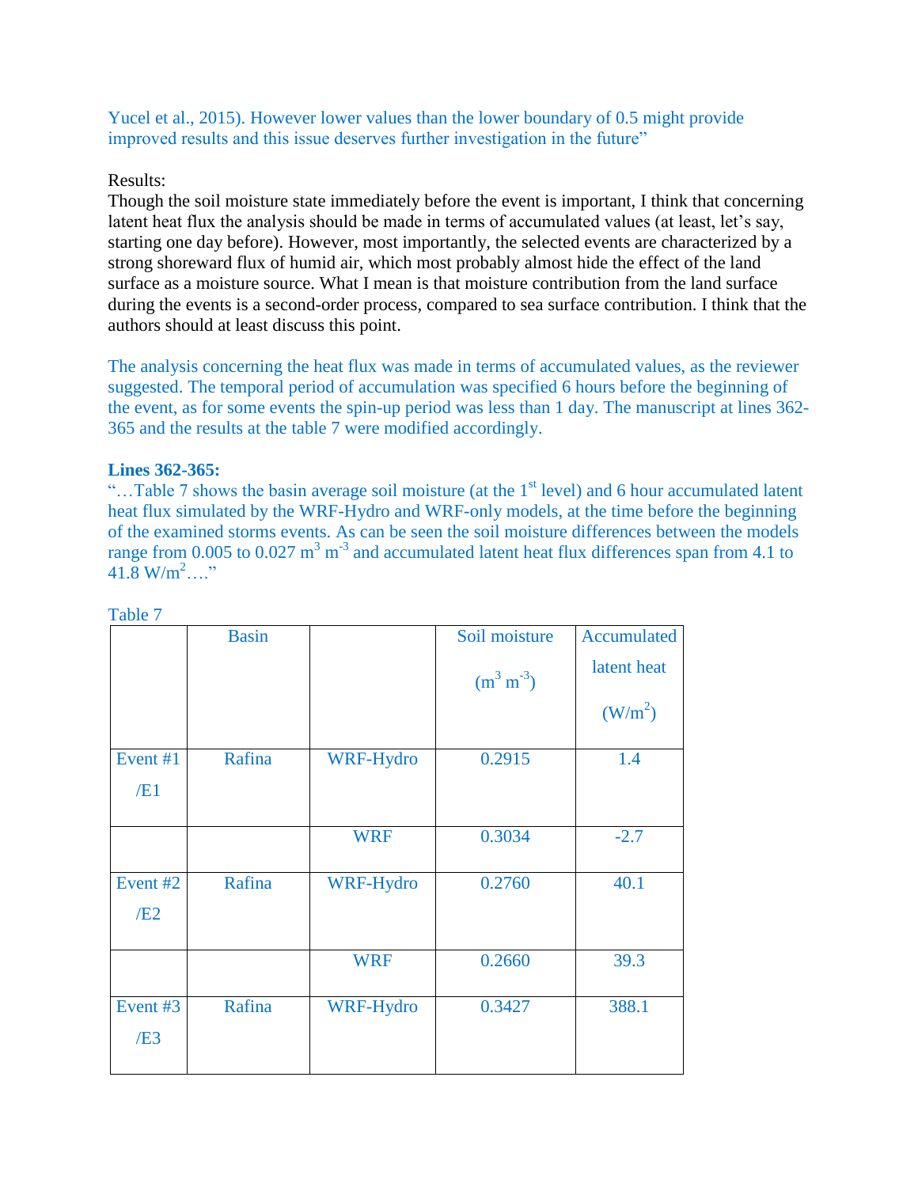Yucel et al., 2015). However lower values than the lower boundary of 0.5 might provide improved results and this issue deserves further investigation in the future"

Results:
Though the soil moisture state immediately before the event is important, I think that concerning latent heat flux the analysis should be made in terms of accumulated values (at least, let's say, starting one day before). However, most importantly, the selected events are characterized by a strong shoreward flux of humid air, which most probably almost hide the effect of the land surface as a moisture source. What I mean is that moisture contribution from the land surface during the events is a second-order process, compared to sea surface contribution. I think that the authors should at least discuss this point.

The analysis concerning the heat flux was made in terms of accumulated values, as the reviewer suggested. The temporal period of accumulation was specified 6 hours before the beginning of the event, as for some events the spin-up period was less than 1 day. The manuscript at lines 362-365 and the results at the table 7 were modified accordingly.

**Lines 362-365:**
"…Table 7 shows the basin average soil moisture (at the 1st level) and 6 hour accumulated latent heat flux simulated by the WRF-Hydro and WRF-only models, at the time before the beginning of the examined storms events. As can be seen the soil moisture differences between the models range from 0.005 to 0.027 $m^3 m^{-3}$ and accumulated latent heat flux differences span from 4.1 to 41.8 $W/m^2$…."

Table 7

| | Basin | | Soil moisture ($m^3 m^{-3}$) | Accumulated latent heat ($W/m^2$) |
|---|---|---|---|---|
| Event #1 /E1 | Rafina | WRF-Hydro | 0.2915 | 1.4 |
| | | WRF | 0.3034 | -2.7 |
| Event #2 /E2 | Rafina | WRF-Hydro | 0.2760 | 40.1 |
| | | WRF | 0.2660 | 39.3 |
| Event #3 /E3 | Rafina | WRF-Hydro | 0.3427 | 388.1 |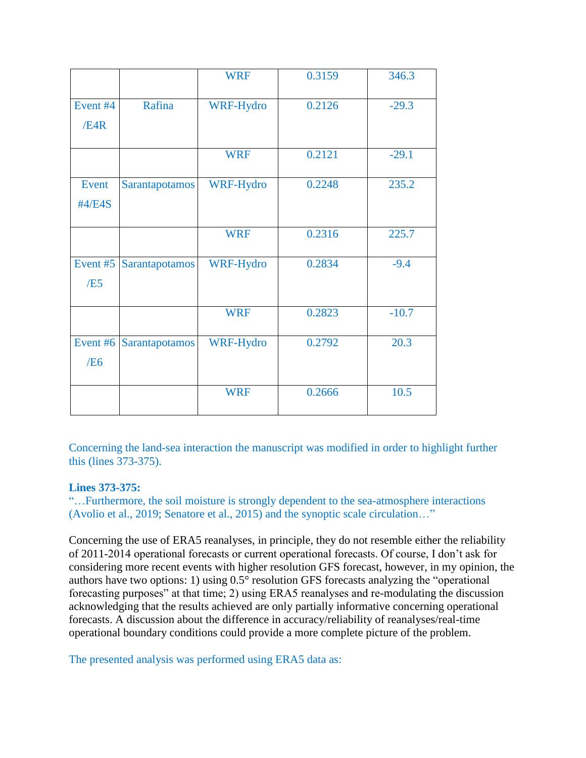| | | WRF | 0.3159 | 346.3 |
|---|---|---|---|---|
| Event #4 /E4R | Rafina | WRF-Hydro | 0.2126 | -29.3 |
| | | WRF | 0.2121 | -29.1 |
| Event #4/E4S | Sarantapotamos | WRF-Hydro | 0.2248 | 235.2 |
| | | WRF | 0.2316 | 225.7 |
| Event #5 /E5 | Sarantapotamos | WRF-Hydro | 0.2834 | -9.4 |
| | | WRF | 0.2823 | -10.7 |
| Event #6 /E6 | Sarantapotamos | WRF-Hydro | 0.2792 | 20.3 |
| | | WRF | 0.2666 | 10.5 |

Concerning the land-sea interaction the manuscript was modified in order to highlight further this (lines 373-375).

**Lines 373-375:**
"…Furthermore, the soil moisture is strongly dependent to the sea-atmosphere interactions (Avolio et al., 2019; Senatore et al., 2015) and the synoptic scale circulation…"

Concerning the use of ERA5 reanalyses, in principle, they do not resemble either the reliability of 2011-2014 operational forecasts or current operational forecasts. Of course, I don't ask for considering more recent events with higher resolution GFS forecast, however, in my opinion, the authors have two options: 1) using 0.5° resolution GFS forecasts analyzing the "operational forecasting purposes" at that time; 2) using ERA5 reanalyses and re-modulating the discussion acknowledging that the results achieved are only partially informative concerning operational forecasts. A discussion about the difference in accuracy/reliability of reanalyses/real-time operational boundary conditions could provide a more complete picture of the problem.

The presented analysis was performed using ERA5 data as: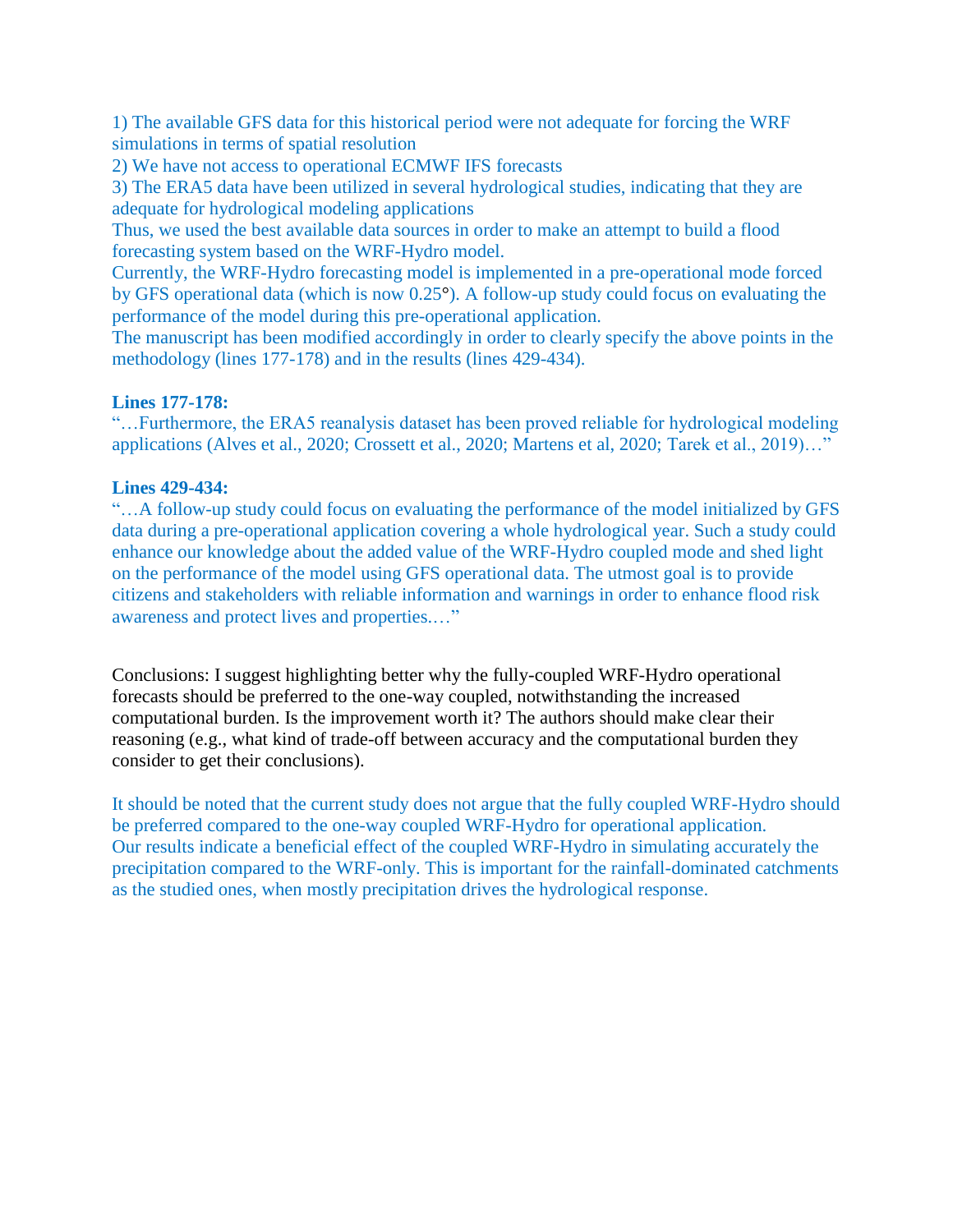1) The available GFS data for this historical period were not adequate for forcing the WRF simulations in terms of spatial resolution

2) We have not access to operational ECMWF IFS forecasts

3) The ERA5 data have been utilized in several hydrological studies, indicating that they are adequate for hydrological modeling applications

Thus, we used the best available data sources in order to make an attempt to build a flood forecasting system based on the WRF-Hydro model.

Currently, the WRF-Hydro forecasting model is implemented in a pre-operational mode forced by GFS operational data (which is now 0.25°). A follow-up study could focus on evaluating the performance of the model during this pre-operational application.

The manuscript has been modified accordingly in order to clearly specify the above points in the methodology (lines 177-178) and in the results (lines 429-434).

**Lines 177-178:**

"…Furthermore, the ERA5 reanalysis dataset has been proved reliable for hydrological modeling applications (Alves et al., 2020; Crossett et al., 2020; Martens et al, 2020; Tarek et al., 2019)…"

**Lines 429-434:**

"…A follow-up study could focus on evaluating the performance of the model initialized by GFS data during a pre-operational application covering a whole hydrological year. Such a study could enhance our knowledge about the added value of the WRF-Hydro coupled mode and shed light on the performance of the model using GFS operational data. The utmost goal is to provide citizens and stakeholders with reliable information and warnings in order to enhance flood risk awareness and protect lives and properties.…"

Conclusions: I suggest highlighting better why the fully-coupled WRF-Hydro operational forecasts should be preferred to the one-way coupled, notwithstanding the increased computational burden. Is the improvement worth it? The authors should make clear their reasoning (e.g., what kind of trade-off between accuracy and the computational burden they consider to get their conclusions).

It should be noted that the current study does not argue that the fully coupled WRF-Hydro should be preferred compared to the one-way coupled WRF-Hydro for operational application.

Our results indicate a beneficial effect of the coupled WRF-Hydro in simulating accurately the precipitation compared to the WRF-only. This is important for the rainfall-dominated catchments as the studied ones, when mostly precipitation drives the hydrological response.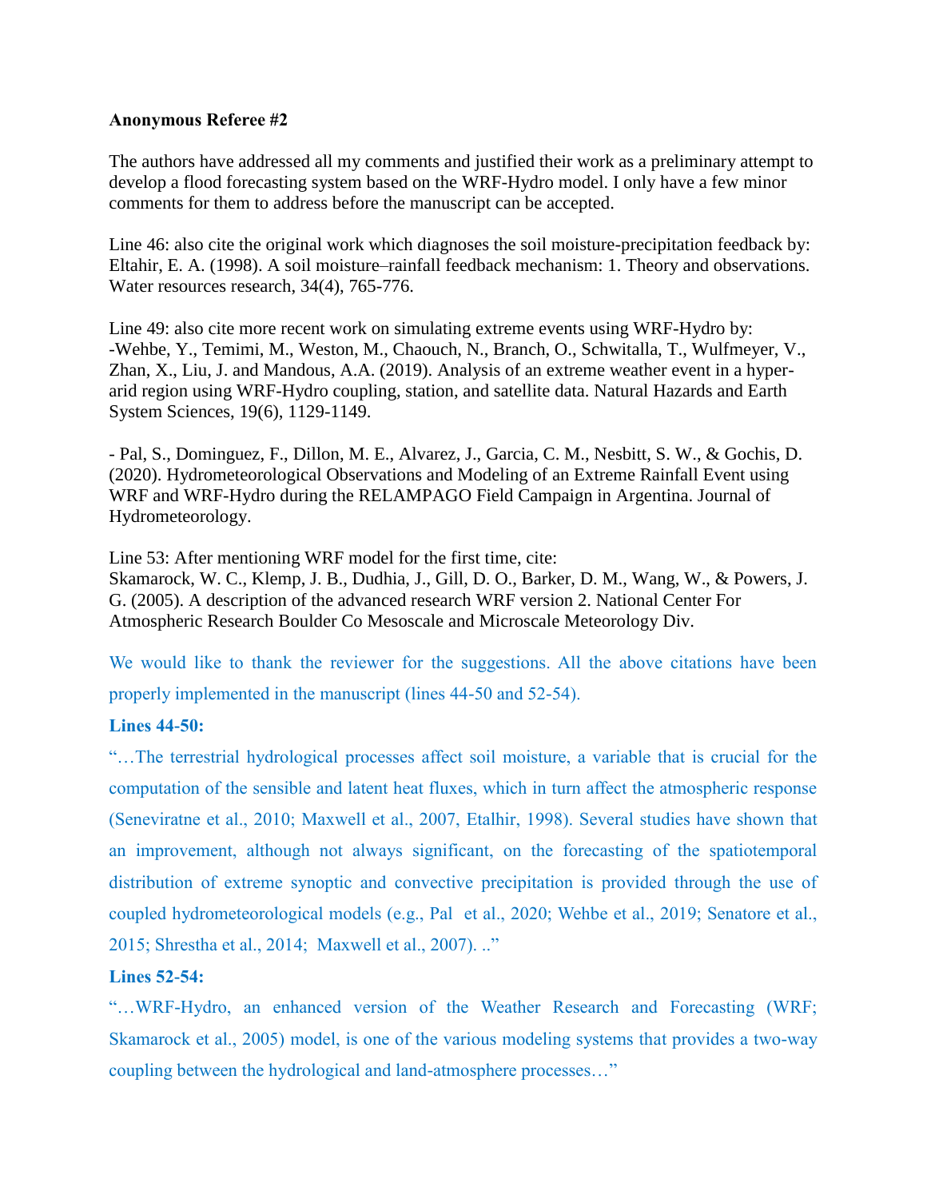**Anonymous Referee #2**

The authors have addressed all my comments and justified their work as a preliminary attempt to develop a flood forecasting system based on the WRF-Hydro model. I only have a few minor comments for them to address before the manuscript can be accepted.

Line 46: also cite the original work which diagnoses the soil moisture-precipitation feedback by: Eltahir, E. A. (1998). A soil moisture–rainfall feedback mechanism: 1. Theory and observations. Water resources research, 34(4), 765-776.

Line 49: also cite more recent work on simulating extreme events using WRF-Hydro by:
-Wehbe, Y., Temimi, M., Weston, M., Chaouch, N., Branch, O., Schwitalla, T., Wulfmeyer, V., Zhan, X., Liu, J. and Mandous, A.A. (2019). Analysis of an extreme weather event in a hyper-arid region using WRF-Hydro coupling, station, and satellite data. Natural Hazards and Earth System Sciences, 19(6), 1129-1149.

- Pal, S., Dominguez, F., Dillon, M. E., Alvarez, J., Garcia, C. M., Nesbitt, S. W., & Gochis, D. (2020). Hydrometeorological Observations and Modeling of an Extreme Rainfall Event using WRF and WRF-Hydro during the RELAMPAGO Field Campaign in Argentina. Journal of Hydrometeorology.

Line 53: After mentioning WRF model for the first time, cite:
Skamarock, W. C., Klemp, J. B., Dudhia, J., Gill, D. O., Barker, D. M., Wang, W., & Powers, J. G. (2005). A description of the advanced research WRF version 2. National Center For Atmospheric Research Boulder Co Mesoscale and Microscale Meteorology Div.

We would like to thank the reviewer for the suggestions. All the above citations have been properly implemented in the manuscript (lines 44-50 and 52-54).

**Lines 44-50:**

"…The terrestrial hydrological processes affect soil moisture, a variable that is crucial for the computation of the sensible and latent heat fluxes, which in turn affect the atmospheric response (Seneviratne et al., 2010; Maxwell et al., 2007, Etalhir, 1998). Several studies have shown that an improvement, although not always significant, on the forecasting of the spatiotemporal distribution of extreme synoptic and convective precipitation is provided through the use of coupled hydrometeorological models (e.g., Pal et al., 2020; Wehbe et al., 2019; Senatore et al., 2015; Shrestha et al., 2014; Maxwell et al., 2007). .."

**Lines 52-54:**

"…WRF-Hydro, an enhanced version of the Weather Research and Forecasting (WRF; Skamarock et al., 2005) model, is one of the various modeling systems that provides a two-way coupling between the hydrological and land-atmosphere processes…"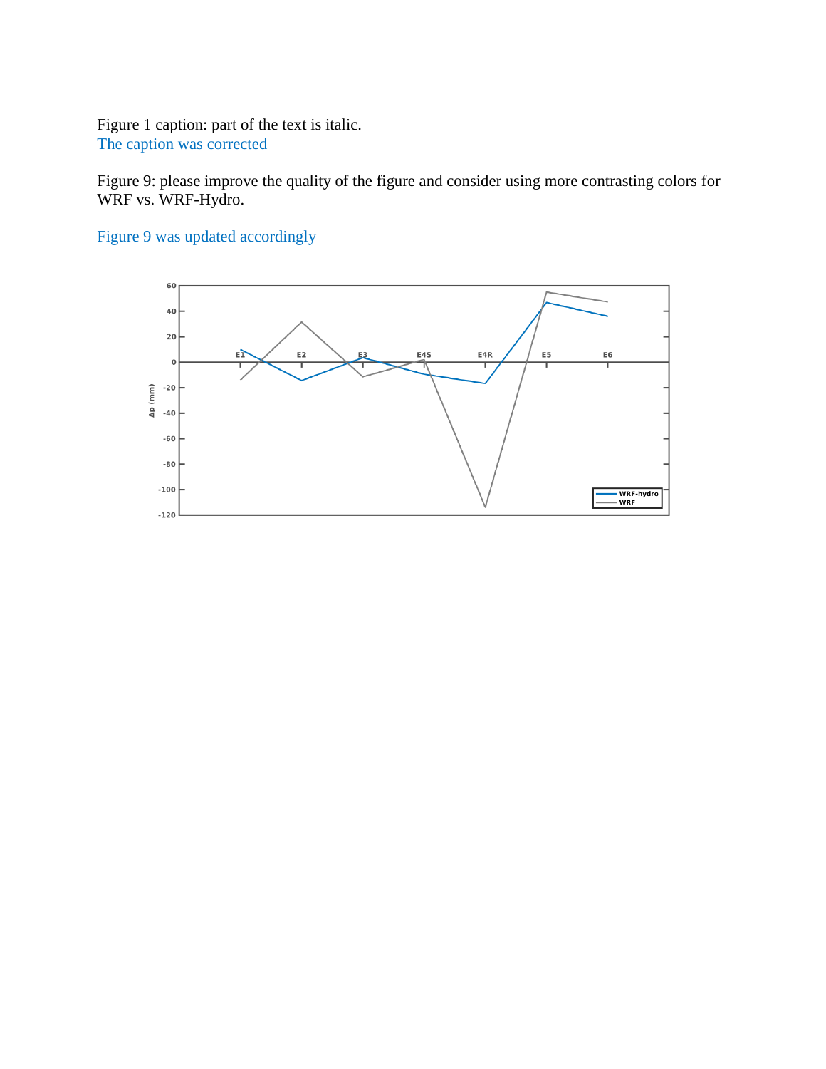Figure 1 caption: part of the text is italic.

The caption was corrected

Figure 9: please improve the quality of the figure and consider using more contrasting colors for WRF vs. WRF-Hydro.

Figure 9 was updated accordingly

60
40
20
0
-20
-40
-60
-80
-100
-120

Δp (mm)

E1
E2
E3
E4S
E4R
E5
E6

WRF-hydro
WRF